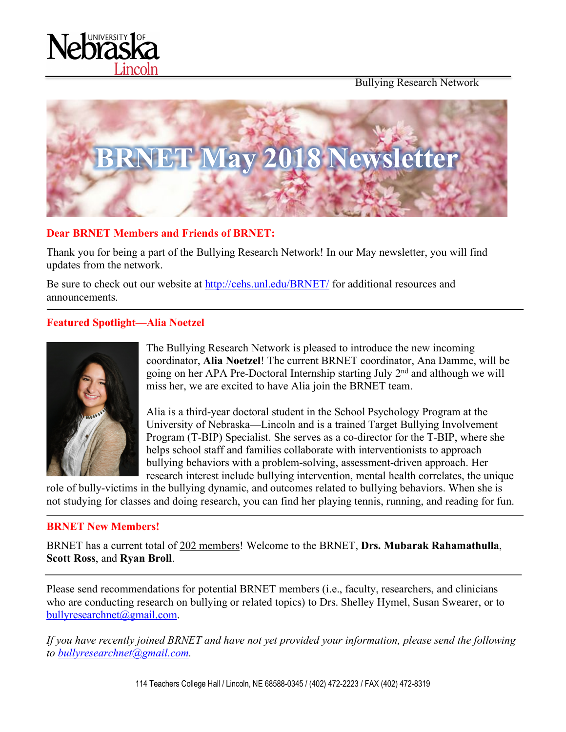Bullying Research Network

# BRNET May 2018 Newsletter

**Dear BRNET Members and Friends of BRNET:**

Thank you for being a part of the Bullying Research Network! In our May newsletter, you will find updates from the network.

Be sure to check out our website at http://cehs.unl.edu/BRNET/ for additional resources and announcements.

---

## Featured Spotlight—Alia Noetzel

The Bullying Research Network is pleased to introduce the new incoming coordinator, **Alia Noetzel**! The current BRNET coordinator, Ana Damme, will be going on her APA Pre-Doctoral Internship starting July 2nd and although we will miss her, we are excited to have Alia join the BRNET team.

Alia is a third-year doctoral student in the School Psychology Program at the University of Nebraska—Lincoln and is a trained Target Bullying Involvement Program (T-BIP) Specialist. She serves as a co-director for the T-BIP, where she helps school staff and families collaborate with interventionists to approach bullying behaviors with a problem-solving, assessment-driven approach. Her research interest include bullying intervention, mental health correlates, the unique role of bully-victims in the bullying dynamic, and outcomes related to bullying behaviors. When she is not studying for classes and doing research, you can find her playing tennis, running, and reading for fun.

---

## BRNET New Members!

BRNET has a current total of 202 members! Welcome to the BRNET, **Drs. Mubarak Rahamathulla**, **Scott Ross**, and **Ryan Broll**.

---

Please send recommendations for potential BRNET members (i.e., faculty, researchers, and clinicians who are conducting research on bullying or related topics) to Drs. Shelley Hymel, Susan Swearer, or to bullyresearchnet@gmail.com.

*If you have recently joined BRNET and have not yet provided your information, please send the following to bullyresearchnet@gmail.com.*

114 Teachers College Hall / Lincoln, NE 68588-0345 / (402) 472-2223 / FAX (402) 472-8319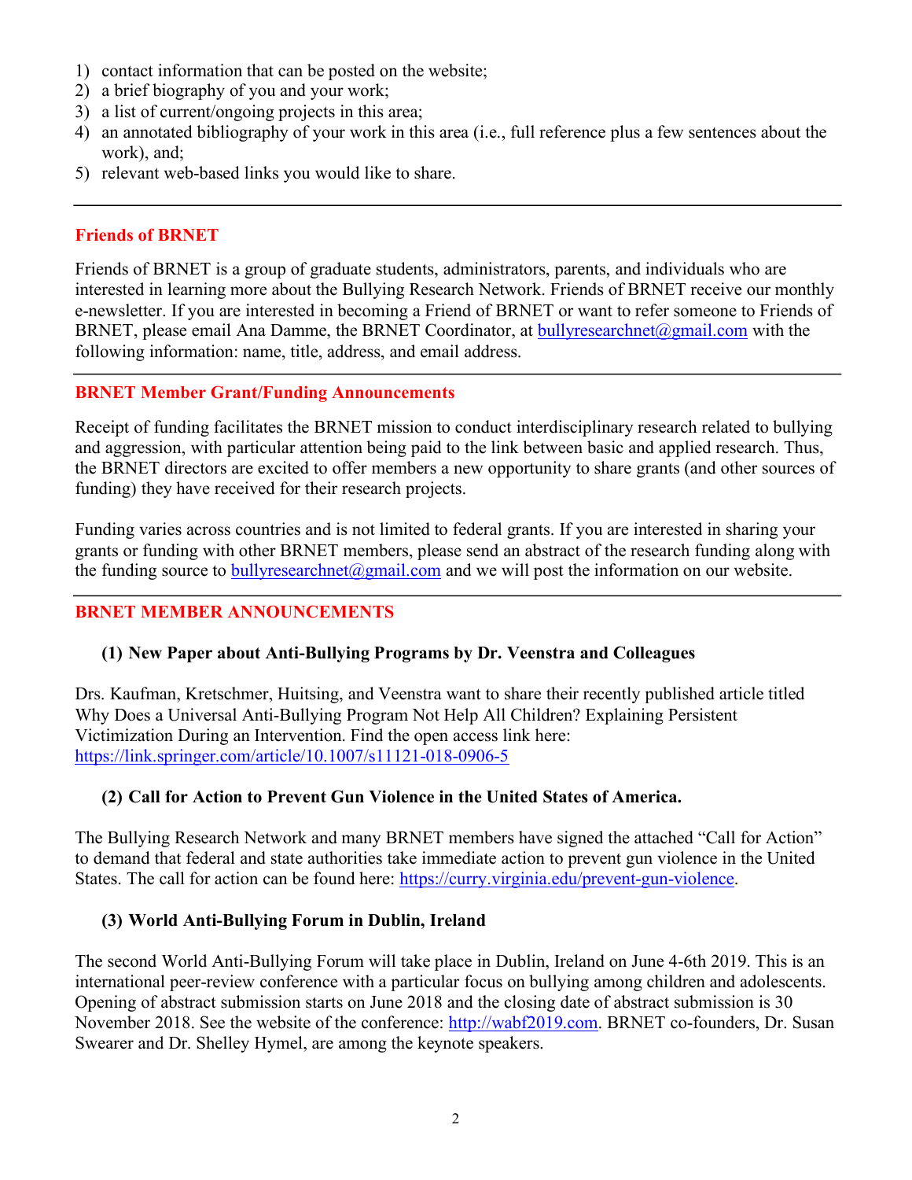1) contact information that can be posted on the website;
2) a brief biography of you and your work;
3) a list of current/ongoing projects in this area;
4) an annotated bibliography of your work in this area (i.e., full reference plus a few sentences about the work), and;
5) relevant web-based links you would like to share.

---

## Friends of BRNET

Friends of BRNET is a group of graduate students, administrators, parents, and individuals who are interested in learning more about the Bullying Research Network. Friends of BRNET receive our monthly e-newsletter. If you are interested in becoming a Friend of BRNET or want to refer someone to Friends of BRNET, please email Ana Damme, the BRNET Coordinator, at bullyresearchnet@gmail.com with the following information: name, title, address, and email address.

---

## BRNET Member Grant/Funding Announcements

Receipt of funding facilitates the BRNET mission to conduct interdisciplinary research related to bullying and aggression, with particular attention being paid to the link between basic and applied research. Thus, the BRNET directors are excited to offer members a new opportunity to share grants (and other sources of funding) they have received for their research projects.

Funding varies across countries and is not limited to federal grants. If you are interested in sharing your grants or funding with other BRNET members, please send an abstract of the research funding along with the funding source to bullyresearchnet@gmail.com and we will post the information on our website.

---

## BRNET MEMBER ANNOUNCEMENTS

### (1) New Paper about Anti-Bullying Programs by Dr. Veenstra and Colleagues

Drs. Kaufman, Kretschmer, Huitsing, and Veenstra want to share their recently published article titled Why Does a Universal Anti-Bullying Program Not Help All Children? Explaining Persistent Victimization During an Intervention. Find the open access link here: https://link.springer.com/article/10.1007/s11121-018-0906-5

### (2) Call for Action to Prevent Gun Violence in the United States of America.

The Bullying Research Network and many BRNET members have signed the attached "Call for Action" to demand that federal and state authorities take immediate action to prevent gun violence in the United States. The call for action can be found here: https://curry.virginia.edu/prevent-gun-violence.

### (3) World Anti-Bullying Forum in Dublin, Ireland

The second World Anti-Bullying Forum will take place in Dublin, Ireland on June 4-6th 2019. This is an international peer-review conference with a particular focus on bullying among children and adolescents. Opening of abstract submission starts on June 2018 and the closing date of abstract submission is 30 November 2018. See the website of the conference: http://wabf2019.com. BRNET co-founders, Dr. Susan Swearer and Dr. Shelley Hymel, are among the keynote speakers.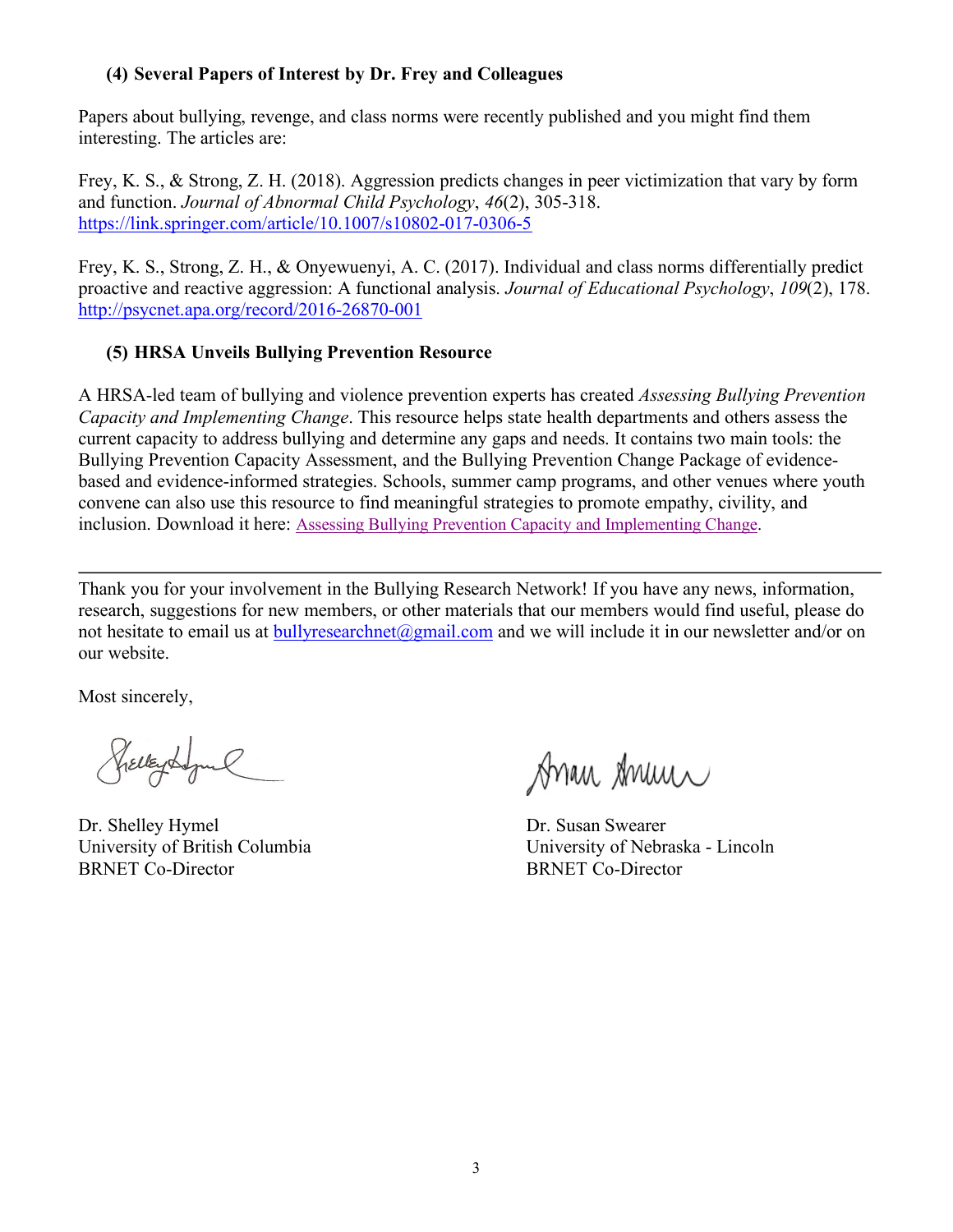### (4) Several Papers of Interest by Dr. Frey and Colleagues

Papers about bullying, revenge, and class norms were recently published and you might find them interesting. The articles are:

Frey, K. S., & Strong, Z. H. (2018). Aggression predicts changes in peer victimization that vary by form and function. *Journal of Abnormal Child Psychology*, *46*(2), 305-318. https://link.springer.com/article/10.1007/s10802-017-0306-5

Frey, K. S., Strong, Z. H., & Onyewuenyi, A. C. (2017). Individual and class norms differentially predict proactive and reactive aggression: A functional analysis. *Journal of Educational Psychology*, *109*(2), 178. http://psycnet.apa.org/record/2016-26870-001

### (5) HRSA Unveils Bullying Prevention Resource

A HRSA-led team of bullying and violence prevention experts has created *Assessing Bullying Prevention Capacity and Implementing Change*. This resource helps state health departments and others assess the current capacity to address bullying and determine any gaps and needs. It contains two main tools: the Bullying Prevention Capacity Assessment, and the Bullying Prevention Change Package of evidence-based and evidence-informed strategies. Schools, summer camp programs, and other venues where youth convene can also use this resource to find meaningful strategies to promote empathy, civility, and inclusion. Download it here: Assessing Bullying Prevention Capacity and Implementing Change.

---

Thank you for your involvement in the Bullying Research Network! If you have any news, information, research, suggestions for new members, or other materials that our members would find useful, please do not hesitate to email us at bullyresearchnet@gmail.com and we will include it in our newsletter and/or on our website.

Most sincerely,

Dr. Shelley Hymel
University of British Columbia
BRNET Co-Director

Dr. Susan Swearer
University of Nebraska - Lincoln
BRNET Co-Director